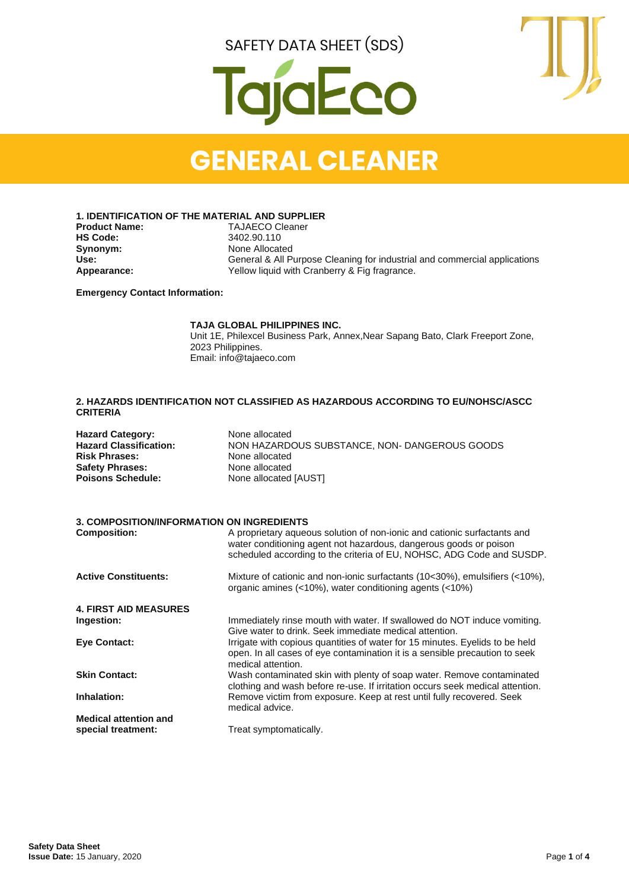SAFETY DATA SHEET (SDS)

TajaEco

# GENERAL CLEANER

## 1. IDENTIFICATION OF THE MATERIAL AND SUPPLIER

| | |
|---|---|
| **Product Name:** | TAJAECO Cleaner |
| **HS Code:** | 3402.90.110 |
| **Synonym:** | None Allocated |
| **Use:** | General & All Purpose Cleaning for industrial and commercial applications |
| **Appearance:** | Yellow liquid with Cranberry & Fig fragrance. |

**Emergency Contact Information:**

**TAJA GLOBAL PHILIPPINES INC.**
Unit 1E, Philexcel Business Park, Annex,Near Sapang Bato, Clark Freeport Zone, 2023 Philippines.
Email: info@tajaeco.com

## 2. HAZARDS IDENTIFICATION NOT CLASSIFIED AS HAZARDOUS ACCORDING TO EU/NOHSC/ASCC CRITERIA

| | |
|---|---|
| **Hazard Category:** | None allocated |
| **Hazard Classification:** | NON HAZARDOUS SUBSTANCE, NON- DANGEROUS GOODS |
| **Risk Phrases:** | None allocated |
| **Safety Phrases:** | None allocated |
| **Poisons Schedule:** | None allocated [AUST] |

## 3. COMPOSITION/INFORMATION ON INGREDIENTS

| | |
|---|---|
| **Composition:** | A proprietary aqueous solution of non-ionic and cationic surfactants and water conditioning agent not hazardous, dangerous goods or poison scheduled according to the criteria of EU, NOHSC, ADG Code and SUSDP. |
| **Active Constituents:** | Mixture of cationic and non-ionic surfactants (10<30%), emulsifiers (<10%), organic amines (<10%), water conditioning agents (<10%) |

## 4. FIRST AID MEASURES

| | |
|---|---|
| **Ingestion:** | Immediately rinse mouth with water. If swallowed do NOT induce vomiting. Give water to drink. Seek immediate medical attention. |
| **Eye Contact:** | Irrigate with copious quantities of water for 15 minutes. Eyelids to be held open. In all cases of eye contamination it is a sensible precaution to seek medical attention. |
| **Skin Contact:** | Wash contaminated skin with plenty of soap water. Remove contaminated clothing and wash before re-use. If irritation occurs seek medical attention. |
| **Inhalation:** | Remove victim from exposure. Keep at rest until fully recovered. Seek medical advice. |
| **Medical attention and special treatment:** | Treat symptomatically. |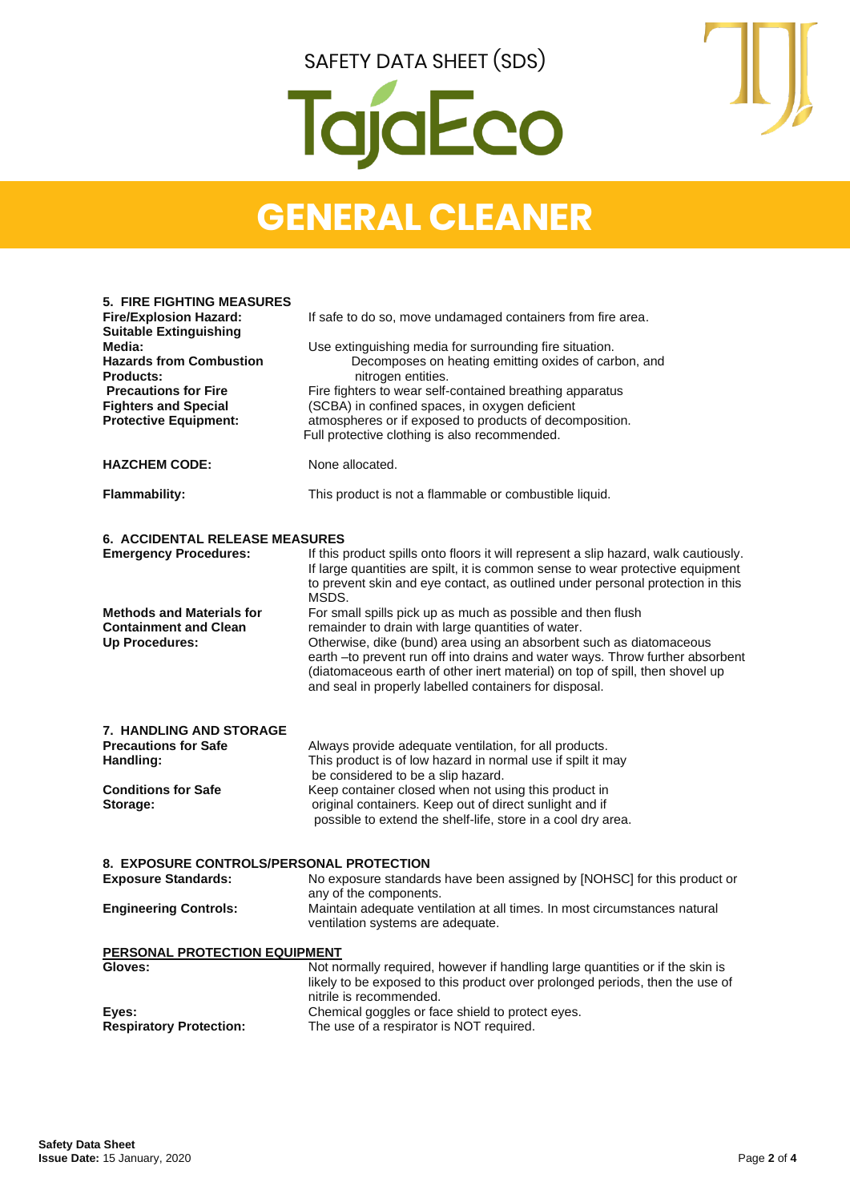# GENERAL CLEANER

## 5. FIRE FIGHTING MEASURES

**Fire/Explosion Hazard:** If safe to do so, move undamaged containers from fire area.

**Suitable Extinguishing Media:** Use extinguishing media for surrounding fire situation.

**Hazards from Combustion Products:** Decomposes on heating emitting oxides of carbon, and nitrogen entities.

**Precautions for Fire Fighters and Special Protective Equipment:** Fire fighters to wear self-contained breathing apparatus (SCBA) in confined spaces, in oxygen deficient atmospheres or if exposed to products of decomposition. Full protective clothing is also recommended.

**HAZCHEM CODE:** None allocated.

**Flammability:** This product is not a flammable or combustible liquid.

## 6. ACCIDENTAL RELEASE MEASURES

**Emergency Procedures:** If this product spills onto floors it will represent a slip hazard, walk cautiously. If large quantities are spilt, it is common sense to wear protective equipment to prevent skin and eye contact, as outlined under personal protection in this MSDS.

**Methods and Materials for Containment and Clean Up Procedures:** For small spills pick up as much as possible and then flush remainder to drain with large quantities of water. Otherwise, dike (bund) area using an absorbent such as diatomaceous earth –to prevent run off into drains and water ways. Throw further absorbent (diatomaceous earth of other inert material) on top of spill, then shovel up and seal in properly labelled containers for disposal.

## 7. HANDLING AND STORAGE

**Precautions for Safe Handling:** Always provide adequate ventilation, for all products. This product is of low hazard in normal use if spilt it may be considered to be a slip hazard.

**Conditions for Safe Storage:** Keep container closed when not using this product in original containers. Keep out of direct sunlight and if possible to extend the shelf-life, store in a cool dry area.

## 8. EXPOSURE CONTROLS/PERSONAL PROTECTION

**Exposure Standards:** No exposure standards have been assigned by [NOHSC] for this product or any of the components.

**Engineering Controls:** Maintain adequate ventilation at all times. In most circumstances natural ventilation systems are adequate.

### PERSONAL PROTECTION EQUIPMENT

**Gloves:** Not normally required, however if handling large quantities or if the skin is likely to be exposed to this product over prolonged periods, then the use of nitrile is recommended.

**Eyes:** Chemical goggles or face shield to protect eyes.

**Respiratory Protection:** The use of a respirator is NOT required.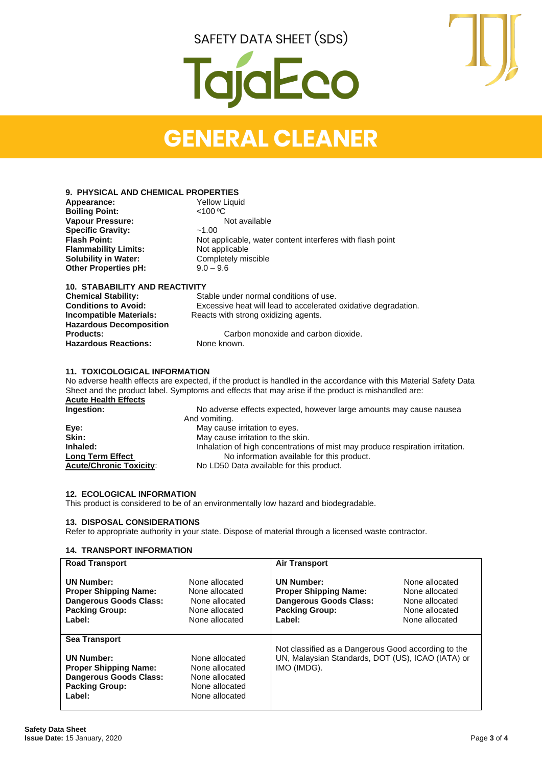# GENERAL CLEANER

## 9. PHYSICAL AND CHEMICAL PROPERTIES

**Appearance:** Yellow Liquid
**Boiling Point:** <100 $^{o}$C
**Vapour Pressure:** Not available
**Specific Gravity:** ~1.00
**Flash Point:** Not applicable, water content interferes with flash point
**Flammability Limits:** Not applicable
**Solubility in Water:** Completely miscible
**Other Properties pH:** 9.0 – 9.6

## 10. STABABILITY AND REACTIVITY

**Chemical Stability:** Stable under normal conditions of use.
**Conditions to Avoid:** Excessive heat will lead to accelerated oxidative degradation.
**Incompatible Materials:** Reacts with strong oxidizing agents.
**Hazardous Decomposition Products:** Carbon monoxide and carbon dioxide.
**Hazardous Reactions:** None known.

## 11. TOXICOLOGICAL INFORMATION

No adverse health effects are expected, if the product is handled in the accordance with this Material Safety Data Sheet and the product label. Symptoms and effects that may arise if the product is mishandled are:

**Acute Health Effects**

**Ingestion:** No adverse effects expected, however large amounts may cause nausea And vomiting.
**Eye:** May cause irritation to eyes.
**Skin:** May cause irritation to the skin.
**Inhaled:** Inhalation of high concentrations of mist may produce respiration irritation.
**Long Term Effect** No information available for this product.
**Acute/Chronic Toxicity**: No LD50 Data available for this product.

## 12. ECOLOGICAL INFORMATION

This product is considered to be of an environmentally low hazard and biodegradable.

## 13. DISPOSAL CONSIDERATIONS

Refer to appropriate authority in your state. Dispose of material through a licensed waste contractor.

## 14. TRANSPORT INFORMATION

| **Road Transport** | | **Air Transport** | |
|---|---|---|---|
| **UN Number:** | None allocated | **UN Number:** | None allocated |
| **Proper Shipping Name:** | None allocated | **Proper Shipping Name:** | None allocated |
| **Dangerous Goods Class:** | None allocated | **Dangerous Goods Class:** | None allocated |
| **Packing Group:** | None allocated | **Packing Group:** | None allocated |
| **Label:** | None allocated | **Label:** | None allocated |
| **Sea Transport** | | Not classified as a Dangerous Good according to the UN, Malaysian Standards, DOT (US), ICAO (IATA) or IMO (IMDG). | |
| **UN Number:** | None allocated | | |
| **Proper Shipping Name:** | None allocated | | |
| **Dangerous Goods Class:** | None allocated | | |
| **Packing Group:** | None allocated | | |
| **Label:** | None allocated | | |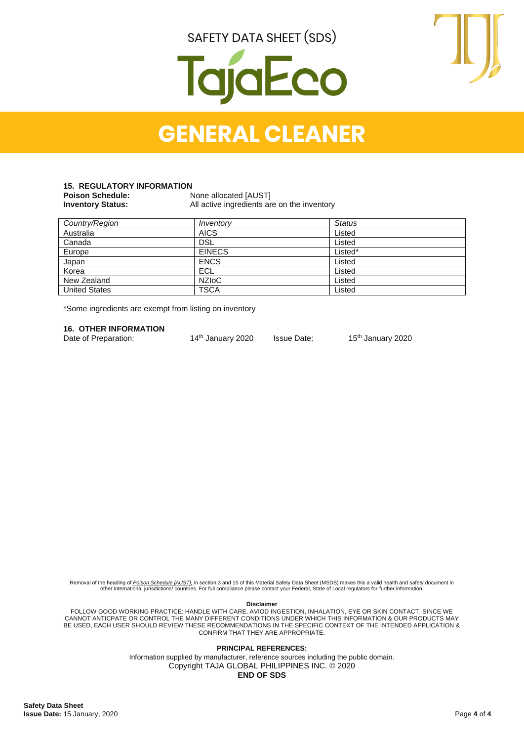SAFETY DATA SHEET (SDS)

TajaEco

# GENERAL CLEANER

## 15. REGULATORY INFORMATION

**Poison Schedule:** None allocated [AUST]
**Inventory Status:** All active ingredients are on the inventory

| *Country/Region* | *Inventory* | *Status* |
|---|---|---|
| Australia | AICS | Listed |
| Canada | DSL | Listed |
| Europe | EINECS | Listed* |
| Japan | ENCS | Listed |
| Korea | ECL | Listed |
| New Zealand | NZIoC | Listed |
| United States | TSCA | Listed |

*Some ingredients are exempt from listing on inventory

## 16. OTHER INFORMATION

Date of Preparation: 14th January 2020    Issue Date: 15th January 2020

Removal of the heading of *Poison Schedule [AUST],* in section 3 and 15 of this Material Safety Data Sheet (MSDS) makes this a valid health and safety document in other international jurisdictions/ countries. For full compliance please contact your Federal, State of Local regulators for further information.

**Disclaimer**

FOLLOW GOOD WORKING PRACTICE: HANDLE WITH CARE, AVIOD INGESTION, INHALATION, EYE OR SKIN CONTACT. SINCE WE CANNOT ANTICPATE OR CONTROL THE MANY DIFFERENT CONDITIONS UNDER WHICH THIS INFORMATION & OUR PRODUCTS MAY BE USED, EACH USER SHOULD REVIEW THESE RECOMMENDATIONS IN THE SPECIFIC CONTEXT OF THE INTENDED APPLICATION & CONFIRM THAT THEY ARE APPROPRIATE.

**PRINCIPAL REFERENCES:**

Information supplied by manufacturer, reference sources including the public domain.
Copyright TAJA GLOBAL PHILIPPINES INC. © 2020
**END OF SDS**

**Safety Data Sheet**
**Issue Date:** 15 January, 2020